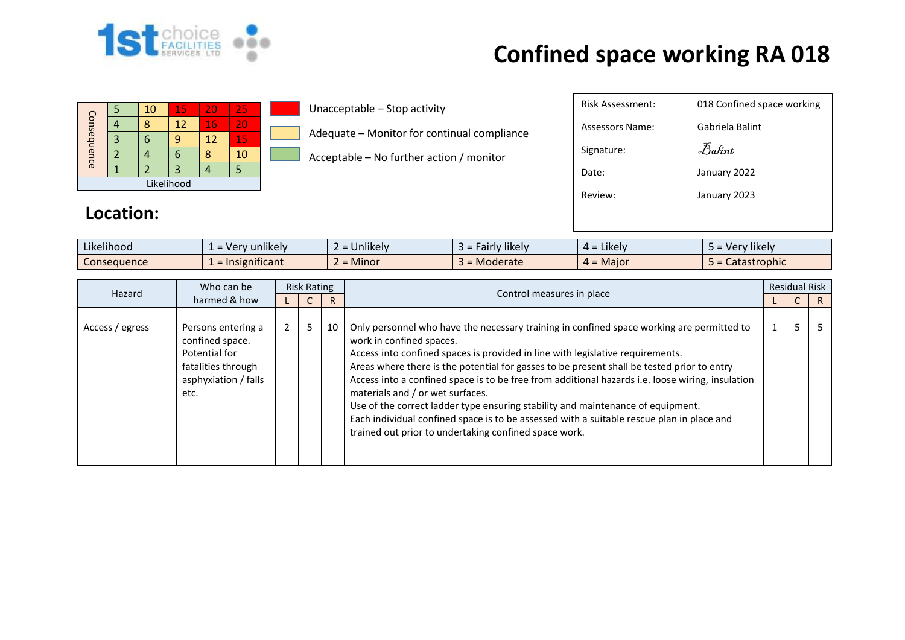# Confined space working RA 018

| Consequence | | | | | |
|---|---|---|---|---|---|
| | 5 | 10 | 15 | 20 | 25 |
| | 4 | 8 | 12 | 16 | 20 |
| | 3 | 6 | 9 | 12 | 15 |
| | 2 | 4 | 6 | 8 | 10 |
| | 1 | 2 | 3 | 4 | 5 |
| Likelihood | | | | | |

- Unacceptable – Stop activity
- Adequate – Monitor for continual compliance
- Acceptable – No further action / monitor

| | |
|---|---|
| Risk Assessment: | 018 Confined space working |
| Assessors Name: | Gabriela Balint |
| Signature: | *Balint* |
| Date: | January 2022 |
| Review: | January 2023 |

## Location:

| | | | | | |
|---|---|---|---|---|---|
| Likelihood | 1 = Very unlikely | 2 = Unlikely | 3 = Fairly likely | 4 = Likely | 5 = Very likely |
| Consequence | 1 = Insignificant | 2 = Minor | 3 = Moderate | 4 = Major | 5 = Catastrophic |

| Hazard | Who can be harmed & how | Risk Rating | | | Control measures in place | Residual Risk | | |
|---|---|---|---|---|---|---|---|---|
| | | L | C | R | | L | C | R |
| Access / egress | Persons entering a confined space. Potential for fatalities through asphyxiation / falls etc. | 2 | 5 | 10 | Only personnel who have the necessary training in confined space working are permitted to work in confined spaces.<br>Access into confined spaces is provided in line with legislative requirements.<br>Areas where there is the potential for gasses to be present shall be tested prior to entry<br>Access into a confined space is to be free from additional hazards i.e. loose wiring, insulation materials and / or wet surfaces.<br>Use of the correct ladder type ensuring stability and maintenance of equipment.<br>Each individual confined space is to be assessed with a suitable rescue plan in place and trained out prior to undertaking confined space work. | 1 | 5 | 5 |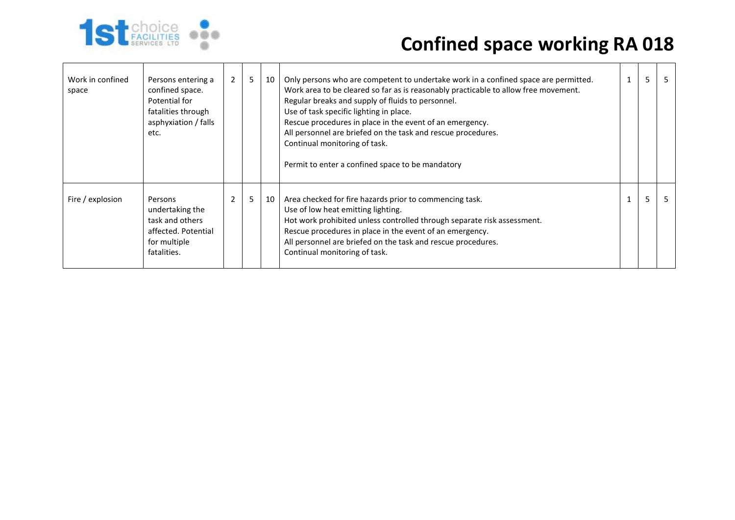# Confined space working RA 018

| | | | | | | | | |
|---|---|---|---|---|---|---|---|---|
| Work in confined space | Persons entering a confined space. Potential for fatalities through asphyxiation / falls etc. | 2 | 5 | 10 | Only persons who are competent to undertake work in a confined space are permitted.<br>Work area to be cleared so far as is reasonably practicable to allow free movement.<br>Regular breaks and supply of fluids to personnel.<br>Use of task specific lighting in place.<br>Rescue procedures in place in the event of an emergency.<br>All personnel are briefed on the task and rescue procedures.<br>Continual monitoring of task.<br><br>Permit to enter a confined space to be mandatory | 1 | 5 | 5 |
| Fire / explosion | Persons undertaking the task and others affected. Potential for multiple fatalities. | 2 | 5 | 10 | Area checked for fire hazards prior to commencing task.<br>Use of low heat emitting lighting.<br>Hot work prohibited unless controlled through separate risk assessment.<br>Rescue procedures in place in the event of an emergency.<br>All personnel are briefed on the task and rescue procedures.<br>Continual monitoring of task. | 1 | 5 | 5 |